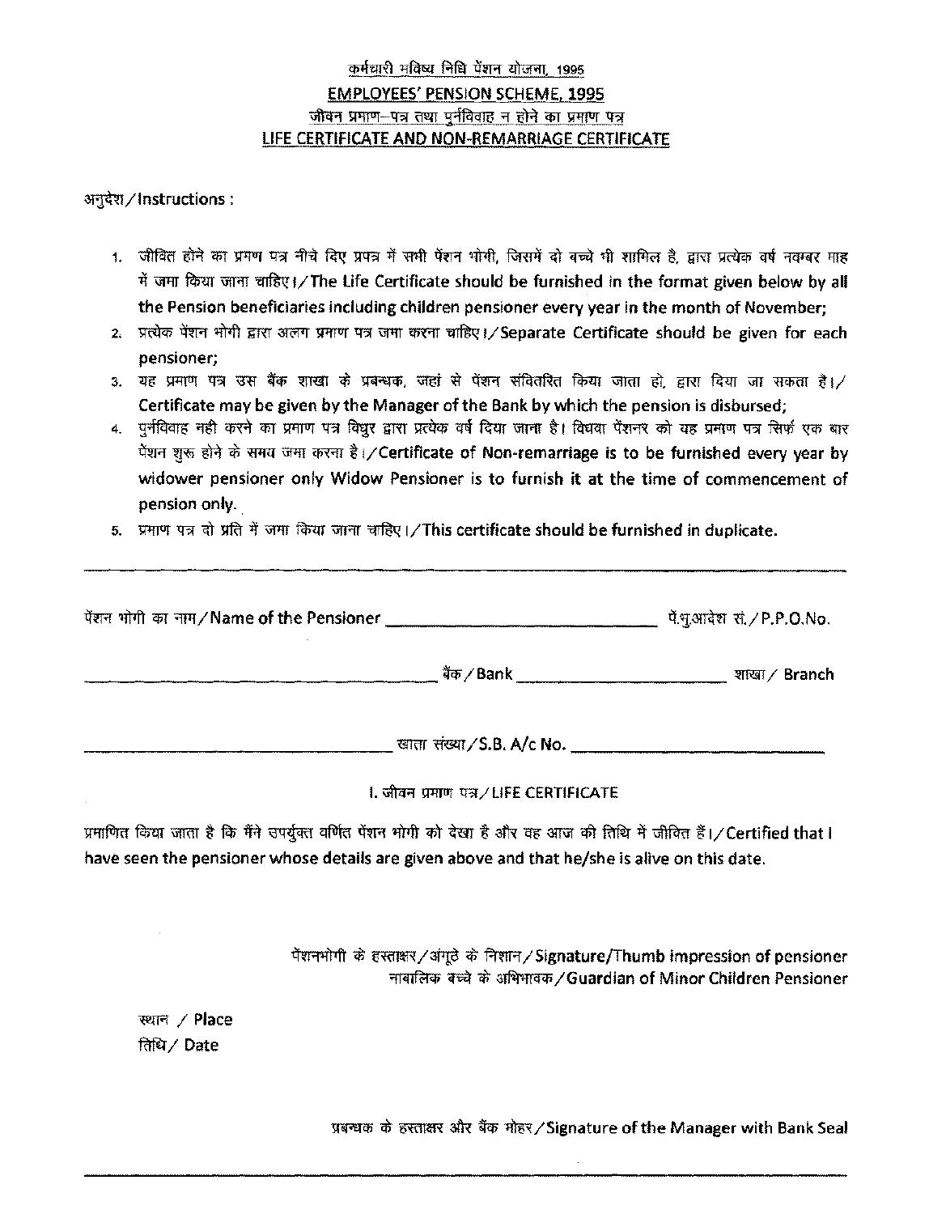# कर्मचारी भविष्य निधि पेंशन योजना, 1995

# EMPLOYEES' PENSION SCHEME, 1995

## जीवन प्रमाण–पत्र तथा पुर्नविवाह न होने का प्रमाण पत्र

## LIFE CERTIFICATE AND NON-REMARRIAGE CERTIFICATE

अनुदेश / Instructions :

1. जीवित होने का प्रमण पत्र नीचे दिए प्रपत्र में सभी पेंशन भोगी, जिसमें दो बच्चे भी शामिल है, द्वारा प्रत्येक वर्ष नवम्बर माह में जमा किया जाना चाहिए। / **The Life Certificate should be furnished in the format given below by all the Pension beneficiaries including children pensioner every year in the month of November;**
2. प्रत्येक पेंशन भोगी द्वारा अलग प्रमाण पत्र जमा करना चाहिए। / **Separate Certificate should be given for each pensioner;**
3. यह प्रमाण पत्र उस बैंक शाखा के प्रबन्धक, जहां से पेंशन संवितरित किया जाता हो, द्वारा दिया जा सकता है। / **Certificate may be given by the Manager of the Bank by which the pension is disbursed;**
4. पुर्नविवाह नही करने का प्रमाण पत्र विधुर द्वारा प्रत्येक वर्ष दिया जाना है। विधवा पेंशनर को यह प्रमाण पत्र सिर्फ एक बार पेंशन शुरू होने के समय जमा करना है। / **Certificate of Non-remarriage is to be furnished every year by widower pensioner only Widow Pensioner is to furnish it at the time of commencement of pension only.**
5. प्रमाण पत्र दो प्रति में जमा किया जाना चाहिए। / **This certificate should be furnished in duplicate.**

---

पेंशन भोगी का नाम / **Name of the Pensioner** ______________________ पे.भु.आदेश सं. / **P.P.O.No.**

______________________ बैंक / **Bank** ______________________ शाखा / **Branch**

______________________ खाता संख्या / **S.B. A/c No.** ______________________

I. जीवन प्रमाण पत्र / LIFE CERTIFICATE

प्रमाणित किया जाता है कि मैंने उपर्युक्त वर्णित पेंशन भोगी को देखा है और वह आज की तिथि में जीवित हैं। / **Certified that I have seen the pensioner whose details are given above and that he/she is alive on this date.**

पेंशनभोगी के हस्ताक्षर / अंगूठे के निशान / **Signature/Thumb impression of pensioner**
नाबालिक बच्चे के अभिभावक / **Guardian of Minor Children Pensioner**

स्थान / **Place**
तिथि / **Date**

प्रबन्धक के हस्ताक्षर और बैंक मोहर / **Signature of the Manager with Bank Seal**

---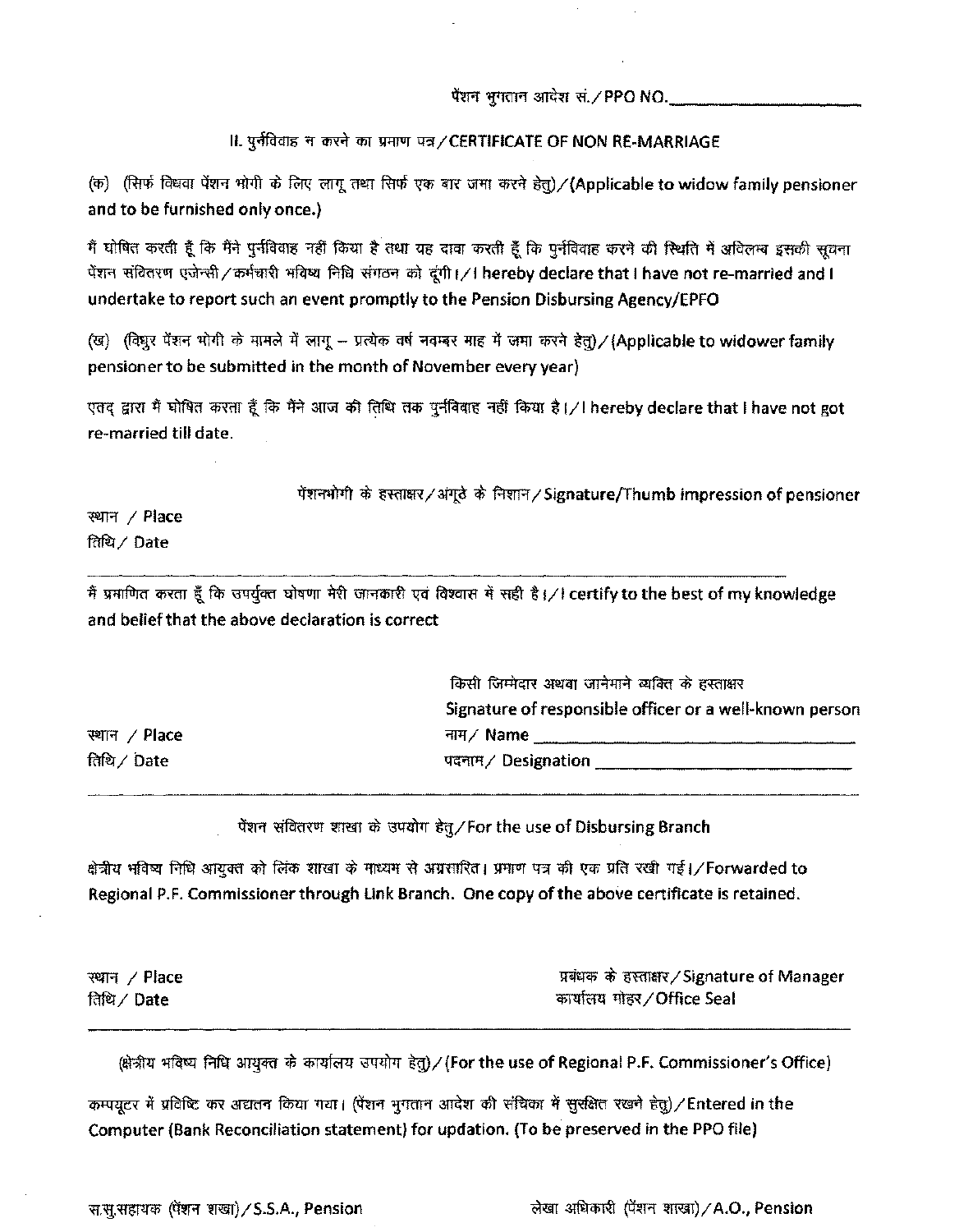पैंशन भुगतान आदेश सं./PPO NO.____________________

## II. पुर्नविवाह न करने का प्रमाण पत्र/CERTIFICATE OF NON RE-MARRIAGE

(क) (सिर्फ विधवा पेंशन भोगी के लिए लागू तथा सिर्फ एक बार जमा करने हेतु)/**(Applicable to widow family pensioner and to be furnished only once.)**

मैं घोषित करती हूँ कि मैंने पुर्नविवाह नहीं किया है तथा यह दावा करती हूँ कि पुर्नविवाह करने की स्थिति में अविलम्ब इसकी सूचना पेंशन संवितरण एजेन्सी/कर्मचारी भविष्य निधि संगठन को दूंगी।/**I hereby declare that I have not re-married and I undertake to report such an event promptly to the Pension Disbursing Agency/EPFO**

(ख) (विधुर पेंशन भोगी के मामले में लागू – प्रत्येक वर्ष नवम्बर माह में जमा करने हेतु)/**(Applicable to widower family pensioner to be submitted in the month of November every year)**

एतद् द्वारा मैं घोषित करता हूँ कि मैंने आज की तिथि तक पुर्नविवाह नहीं किया है।/**I hereby declare that I have not got re-married till date.**

पेंशनभोगी के हस्ताक्षर/अंगूठे के निशान/Signature/Thumb impression of pensioner

स्थान / Place

तिथि / Date

---

मैं प्रमाणित करता हूँ कि उपर्युक्त घोषणा मेरी जानकारी एवं विश्वास में सही है।/**I certify to the best of my knowledge and belief that the above declaration is correct**

किसी जिम्मेदार अथवा जानेमाने व्यक्ति के हस्ताक्षर

Signature of responsible officer or a well-known person

स्थान / Place — नाम/ Name ____________________

तिथि / Date — पदनाम/ Designation ____________________

---

पेंशन संवितरण शाखा के उपयोग हेतु/For the use of Disbursing Branch

क्षेत्रीय भविष्य निधि आयुक्त को लिंक शाखा के माध्यम से अग्रसारित। प्रमाण पत्र की एक प्रति रखी गई।/**Forwarded to Regional P.F. Commissioner through Link Branch. One copy of the above certificate is retained.**

स्थान / Place — प्रबंधक के हस्ताक्षर/Signature of Manager

तिथि / Date — कार्यालय मोहर/Office Seal

---

(क्षेत्रीय भविष्य निधि आयुक्त के कार्यालय उपयोग हेतु)/(For the use of Regional P.F. Commissioner's Office)

कम्प्यूटर में प्रविष्टि कर अद्यतन किया गया। (पेंशन भुगतान आदेश की संचिका में सुरक्षित रखने हेतु)/**Entered in the Computer (Bank Reconciliation statement) for updation. (To be preserved in the PPO file)**

स.सु.सहायक (पेंशन शाखा)/S.S.A., Pension — लेखा अधिकारी (पेंशन शाखा)/A.O., Pension